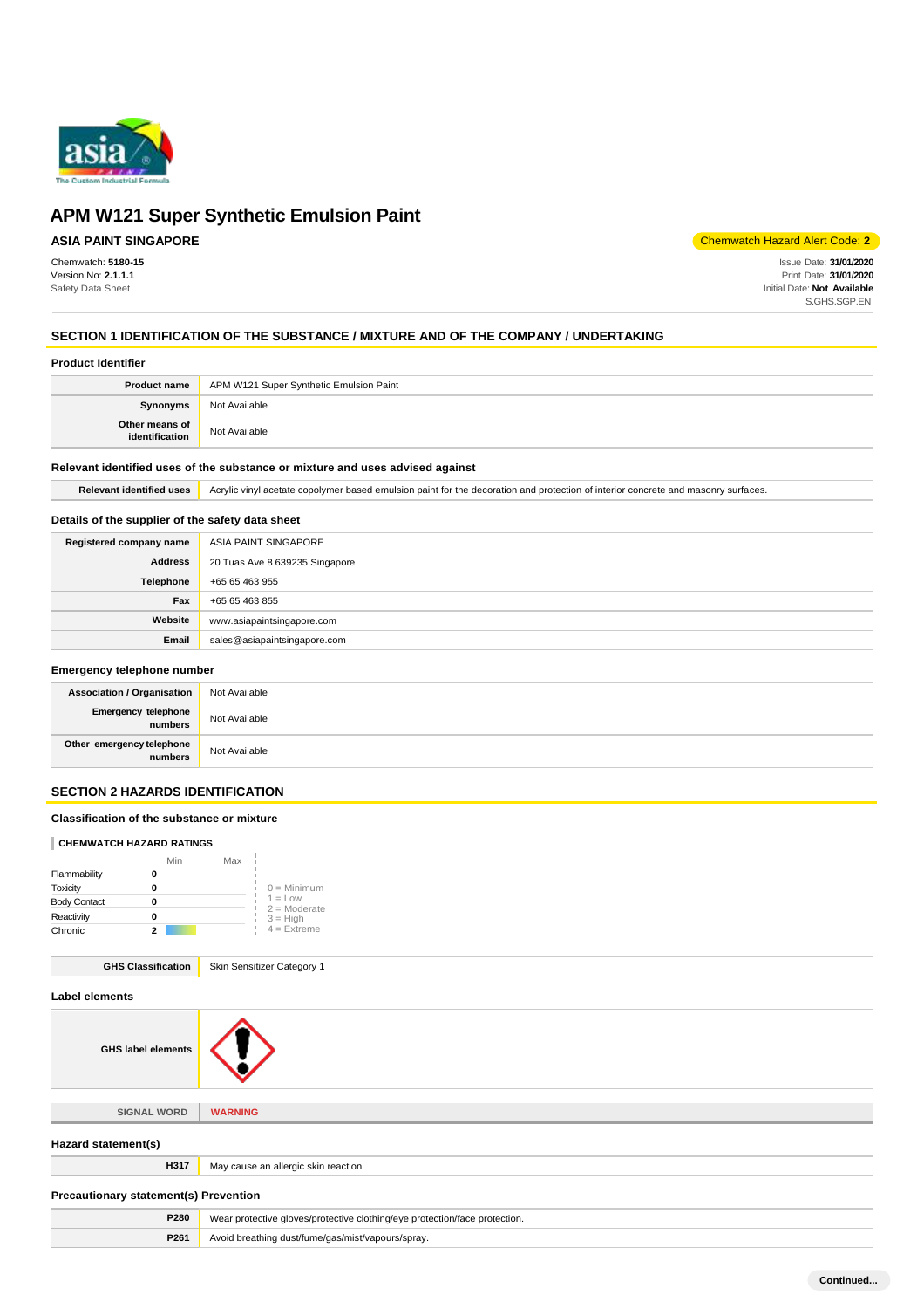# APM W121 Super Synthetic Emulsion Paint

**ASIA PAINT SINGAPORE**

Chemwatch Hazard Alert Code: **2**

Chemwatch: **5180-15**
Version No: **2.1.1.1**
Safety Data Sheet

Issue Date: **31/01/2020**
Print Date: **31/01/2020**
Initial Date: **Not Available**
S.GHS.SGP.EN

## SECTION 1 IDENTIFICATION OF THE SUBSTANCE / MIXTURE AND OF THE COMPANY / UNDERTAKING

### Product Identifier

| | |
|---|---|
| **Product name** | APM W121 Super Synthetic Emulsion Paint |
| **Synonyms** | Not Available |
| **Other means of identification** | Not Available |

### Relevant identified uses of the substance or mixture and uses advised against

| | |
|---|---|
| **Relevant identified uses** | Acrylic vinyl acetate copolymer based emulsion paint for the decoration and protection of interior concrete and masonry surfaces. |

### Details of the supplier of the safety data sheet

| | |
|---|---|
| **Registered company name** | ASIA PAINT SINGAPORE |
| **Address** | 20 Tuas Ave 8 639235 Singapore |
| **Telephone** | +65 65 463 955 |
| **Fax** | +65 65 463 855 |
| **Website** | www.asiapaintsingapore.com |
| **Email** | sales@asiapaintsingapore.com |

### Emergency telephone number

| | |
|---|---|
| **Association / Organisation** | Not Available |
| **Emergency telephone numbers** | Not Available |
| **Other emergency telephone numbers** | Not Available |

## SECTION 2 HAZARDS IDENTIFICATION

### Classification of the substance or mixture

**CHEMWATCH HAZARD RATINGS**

| | Rating |
|---|---|
| Flammability | 0 |
| Toxicity | 0 |
| Body Contact | 0 |
| Reactivity | 0 |
| Chronic | 2 |

0 = Minimum
1 = Low
2 = Moderate
3 = High
4 = Extreme

| | |
|---|---|
| **GHS Classification** | Skin Sensitizer Category 1 |

### Label elements

| | |
|---|---|
| **GHS label elements** | |
| **SIGNAL WORD** | **WARNING** |

### Hazard statement(s)

| | |
|---|---|
| **H317** | May cause an allergic skin reaction |

### Precautionary statement(s) Prevention

| | |
|---|---|
| **P280** | Wear protective gloves/protective clothing/eye protection/face protection. |
| **P261** | Avoid breathing dust/fume/gas/mist/vapours/spray. |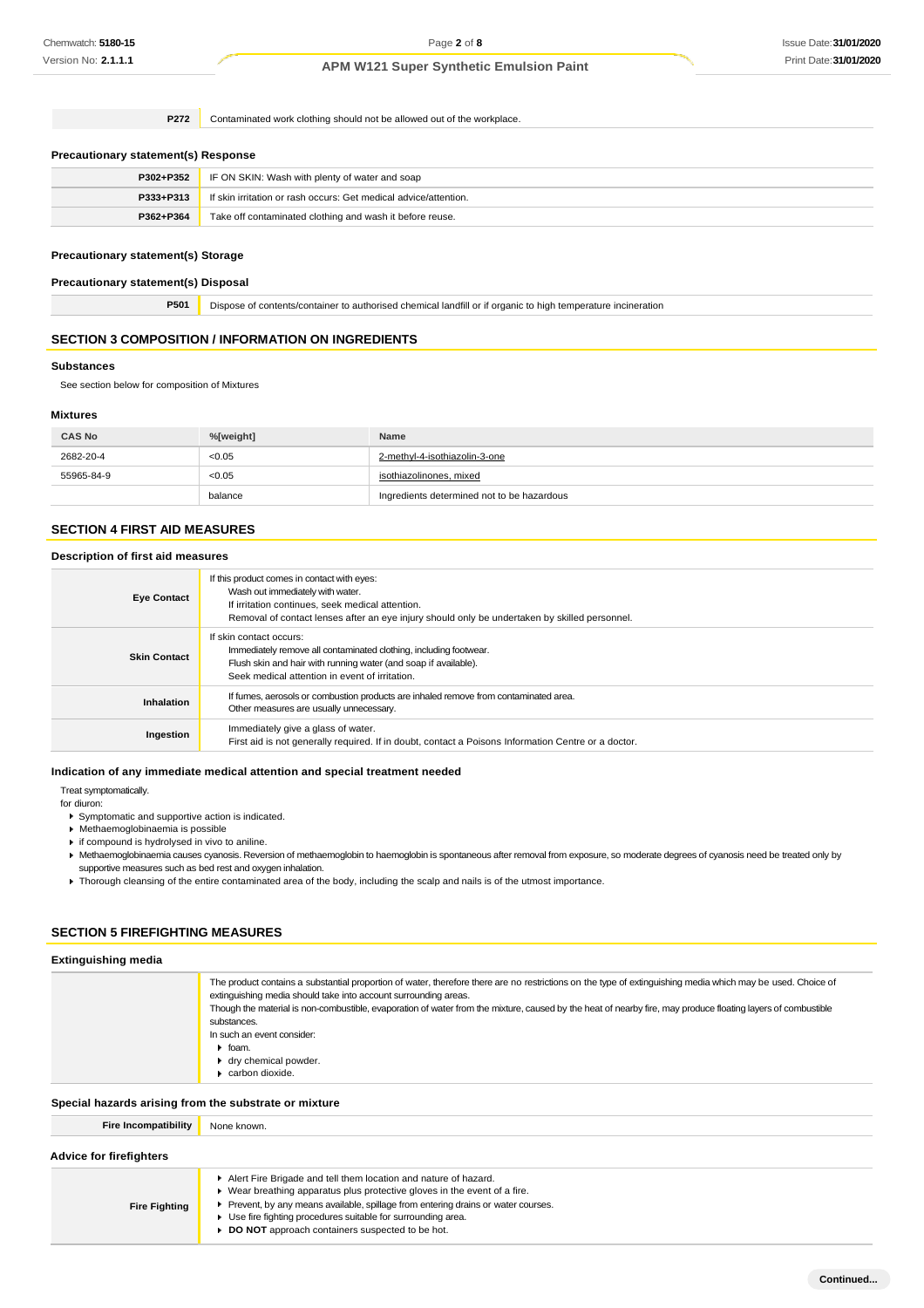| | |
|---|---|
| **P272** | Contaminated work clothing should not be allowed out of the workplace. |

### Precautionary statement(s) Response

| | |
|---|---|
| **P302+P352** | IF ON SKIN: Wash with plenty of water and soap |
| **P333+P313** | If skin irritation or rash occurs: Get medical advice/attention. |
| **P362+P364** | Take off contaminated clothing and wash it before reuse. |

### Precautionary statement(s) Storage

### Precautionary statement(s) Disposal

| | |
|---|---|
| **P501** | Dispose of contents/container to authorised chemical landfill or if organic to high temperature incineration |

## SECTION 3 COMPOSITION / INFORMATION ON INGREDIENTS

### Substances

See section below for composition of Mixtures

### Mixtures

| CAS No | %[weight] | Name |
|---|---|---|
| 2682-20-4 | <0.05 | 2-methyl-4-isothiazolin-3-one |
| 55965-84-9 | <0.05 | isothiazolinones, mixed |
| | balance | Ingredients determined not to be hazardous |

## SECTION 4 FIRST AID MEASURES

### Description of first aid measures

| | |
|---|---|
| **Eye Contact** | If this product comes in contact with eyes: Wash out immediately with water. If irritation continues, seek medical attention. Removal of contact lenses after an eye injury should only be undertaken by skilled personnel. |
| **Skin Contact** | If skin contact occurs: Immediately remove all contaminated clothing, including footwear. Flush skin and hair with running water (and soap if available). Seek medical attention in event of irritation. |
| **Inhalation** | If fumes, aerosols or combustion products are inhaled remove from contaminated area. Other measures are usually unnecessary. |
| **Ingestion** | Immediately give a glass of water. First aid is not generally required. If in doubt, contact a Poisons Information Centre or a doctor. |

### Indication of any immediate medical attention and special treatment needed

Treat symptomatically.
for diuron:

- Symptomatic and supportive action is indicated.
- Methaemoglobinaemia is possible
- if compound is hydrolysed in vivo to aniline.
- Methaemoglobinaemia causes cyanosis. Reversion of methaemoglobin to haemoglobin is spontaneous after removal from exposure, so moderate degrees of cyanosis need be treated only by supportive measures such as bed rest and oxygen inhalation.
- Thorough cleansing of the entire contaminated area of the body, including the scalp and nails is of the utmost importance.

## SECTION 5 FIREFIGHTING MEASURES

### Extinguishing media

The product contains a substantial proportion of water, therefore there are no restrictions on the type of extinguishing media which may be used. Choice of extinguishing media should take into account surrounding areas.
Though the material is non-combustible, evaporation of water from the mixture, caused by the heat of nearby fire, may produce floating layers of combustible substances.
In such an event consider:

- foam.
- dry chemical powder.
- carbon dioxide.

### Special hazards arising from the substrate or mixture

| | |
|---|---|
| **Fire Incompatibility** | None known. |

### Advice for firefighters

| | |
|---|---|
| **Fire Fighting** | ▸ Alert Fire Brigade and tell them location and nature of hazard. ▸ Wear breathing apparatus plus protective gloves in the event of a fire. ▸ Prevent, by any means available, spillage from entering drains or water courses. ▸ Use fire fighting procedures suitable for surrounding area. ▸ **DO NOT** approach containers suspected to be hot. |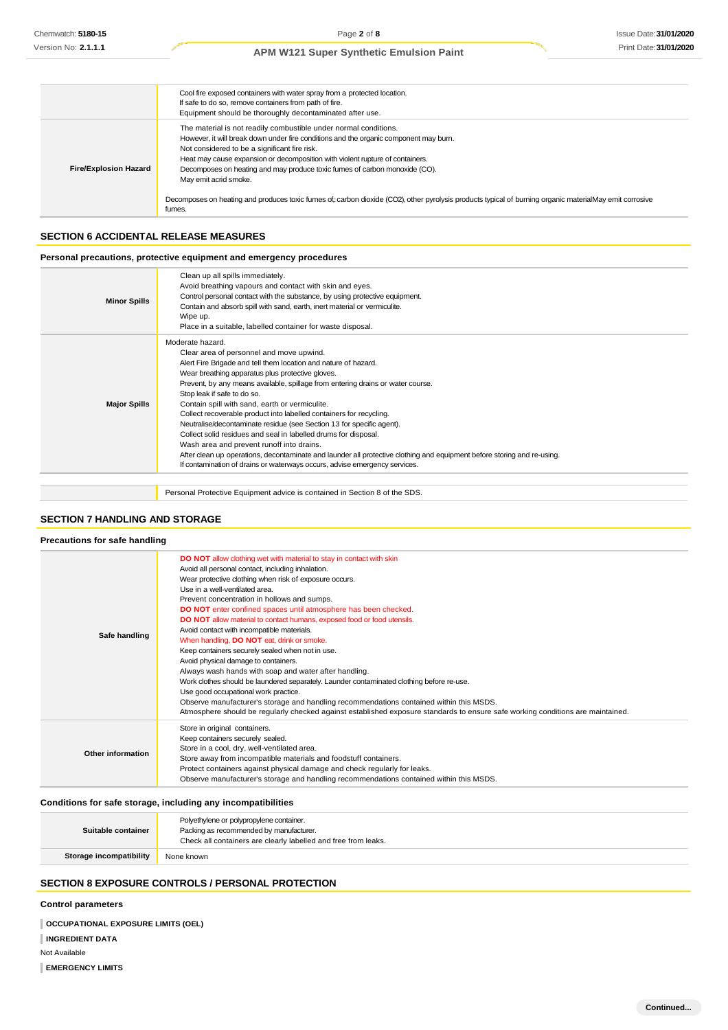| | |
|---|---|
| | Cool fire exposed containers with water spray from a protected location.<br>If safe to do so, remove containers from path of fire.<br>Equipment should be thoroughly decontaminated after use. |
| **Fire/Explosion Hazard** | The material is not readily combustible under normal conditions.<br>However, it will break down under fire conditions and the organic component may burn.<br>Not considered to be a significant fire risk.<br>Heat may cause expansion or decomposition with violent rupture of containers.<br>Decomposes on heating and may produce toxic fumes of carbon monoxide (CO).<br>May emit acrid smoke.<br><br>Decomposes on heating and produces toxic fumes of;:carbon dioxide ($CO_2$),other pyrolysis products typical of burning organic materialMay emit corrosive fumes. |

## SECTION 6 ACCIDENTAL RELEASE MEASURES

### Personal precautions, protective equipment and emergency procedures

| | |
|---|---|
| **Minor Spills** | Clean up all spills immediately.<br>Avoid breathing vapours and contact with skin and eyes.<br>Control personal contact with the substance, by using protective equipment.<br>Contain and absorb spill with sand, earth, inert material or vermiculite.<br>Wipe up.<br>Place in a suitable, labelled container for waste disposal. |
| **Major Spills** | Moderate hazard.<br>Clear area of personnel and move upwind.<br>Alert Fire Brigade and tell them location and nature of hazard.<br>Wear breathing apparatus plus protective gloves.<br>Prevent, by any means available, spillage from entering drains or water course.<br>Stop leak if safe to do so.<br>Contain spill with sand, earth or vermiculite.<br>Collect recoverable product into labelled containers for recycling.<br>Neutralise/decontaminate residue (see Section 13 for specific agent).<br>Collect solid residues and seal in labelled drums for disposal.<br>Wash area and prevent runoff into drains.<br>After clean up operations, decontaminate and launder all protective clothing and equipment before storing and re-using.<br>If contamination of drains or waterways occurs, advise emergency services. |

| | |
|---|---|
| | Personal Protective Equipment advice is contained in Section 8 of the SDS. |

## SECTION 7 HANDLING AND STORAGE

### Precautions for safe handling

| | |
|---|---|
| **Safe handling** | **DO NOT** allow clothing wet with material to stay in contact with skin<br>Avoid all personal contact, including inhalation.<br>Wear protective clothing when risk of exposure occurs.<br>Use in a well-ventilated area.<br>Prevent concentration in hollows and sumps.<br>**DO NOT** enter confined spaces until atmosphere has been checked.<br>**DO NOT** allow material to contact humans, exposed food or food utensils.<br>Avoid contact with incompatible materials.<br>When handling, **DO NOT** eat, drink or smoke.<br>Keep containers securely sealed when not in use.<br>Avoid physical damage to containers.<br>Always wash hands with soap and water after handling.<br>Work clothes should be laundered separately. Launder contaminated clothing before re-use.<br>Use good occupational work practice.<br>Observe manufacturer's storage and handling recommendations contained within this MSDS.<br>Atmosphere should be regularly checked against established exposure standards to ensure safe working conditions are maintained. |
| **Other information** | Store in original containers.<br>Keep containers securely sealed.<br>Store in a cool, dry, well-ventilated area.<br>Store away from incompatible materials and foodstuff containers.<br>Protect containers against physical damage and check regularly for leaks.<br>Observe manufacturer's storage and handling recommendations contained within this MSDS. |

### Conditions for safe storage, including any incompatibilities

| | |
|---|---|
| **Suitable container** | Polyethylene or polypropylene container.<br>Packing as recommended by manufacturer.<br>Check all containers are clearly labelled and free from leaks. |
| **Storage incompatibility** | None known |

## SECTION 8 EXPOSURE CONTROLS / PERSONAL PROTECTION

### Control parameters

**OCCUPATIONAL EXPOSURE LIMITS (OEL)**

**INGREDIENT DATA**

Not Available

**EMERGENCY LIMITS**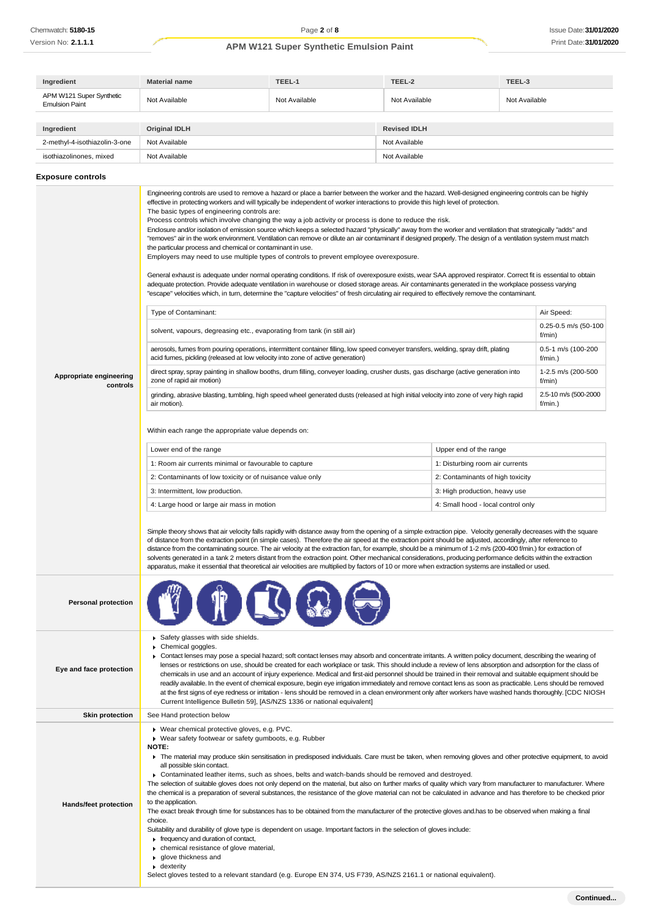| Ingredient | Material name | TEEL-1 | TEEL-2 | TEEL-3 |
|---|---|---|---|---|
| APM W121 Super Synthetic Emulsion Paint | Not Available | Not Available | Not Available | Not Available |

| Ingredient | Original IDLH | Revised IDLH |
|---|---|---|
| 2-methyl-4-isothiazolin-3-one | Not Available | Not Available |
| isothiazolinones, mixed | Not Available | Not Available |

### Exposure controls

**Appropriate engineering controls**

Engineering controls are used to remove a hazard or place a barrier between the worker and the hazard. Well-designed engineering controls can be highly effective in protecting workers and will typically be independent of worker interactions to provide this high level of protection.
The basic types of engineering controls are:
Process controls which involve changing the way a job activity or process is done to reduce the risk.
Enclosure and/or isolation of emission source which keeps a selected hazard "physically" away from the worker and ventilation that strategically "adds" and "removes" air in the work environment. Ventilation can remove or dilute an air contaminant if designed properly. The design of a ventilation system must match the particular process and chemical or contaminant in use.
Employers may need to use multiple types of controls to prevent employee overexposure.

General exhaust is adequate under normal operating conditions. If risk of overexposure exists, wear SAA approved respirator. Correct fit is essential to obtain adequate protection. Provide adequate ventilation in warehouse or closed storage areas. Air contaminants generated in the workplace possess varying "escape" velocities which, in turn, determine the "capture velocities" of fresh circulating air required to effectively remove the contaminant.

| Type of Contaminant: | Air Speed: |
|---|---|
| solvent, vapours, degreasing etc., evaporating from tank (in still air) | 0.25-0.5 m/s (50-100 f/min) |
| aerosols, fumes from pouring operations, intermittent container filling, low speed conveyer transfers, welding, spray drift, plating acid fumes, pickling (released at low velocity into zone of active generation) | 0.5-1 m/s (100-200 f/min.) |
| direct spray, spray painting in shallow booths, drum filling, conveyer loading, crusher dusts, gas discharge (active generation into zone of rapid air motion) | 1-2.5 m/s (200-500 f/min) |
| grinding, abrasive blasting, tumbling, high speed wheel generated dusts (released at high initial velocity into zone of very high rapid air motion). | 2.5-10 m/s (500-2000 f/min.) |

Within each range the appropriate value depends on:

| Lower end of the range | Upper end of the range |
|---|---|
| 1: Room air currents minimal or favourable to capture | 1: Disturbing room air currents |
| 2: Contaminants of low toxicity or of nuisance value only | 2: Contaminants of high toxicity |
| 3: Intermittent, low production. | 3: High production, heavy use |
| 4: Large hood or large air mass in motion | 4: Small hood - local control only |

Simple theory shows that air velocity falls rapidly with distance away from the opening of a simple extraction pipe. Velocity generally decreases with the square of distance from the extraction point (in simple cases). Therefore the air speed at the extraction point should be adjusted, accordingly, after reference to distance from the contaminating source. The air velocity at the extraction fan, for example, should be a minimum of 1-2 m/s (200-400 f/min.) for extraction of solvents generated in a tank 2 meters distant from the extraction point. Other mechanical considerations, producing performance deficits within the extraction apparatus, make it essential that theoretical air velocities are multiplied by factors of 10 or more when extraction systems are installed or used.

**Personal protection**

**Eye and face protection**

- Safety glasses with side shields.
- Chemical goggles.
- Contact lenses may pose a special hazard; soft contact lenses may absorb and concentrate irritants. A written policy document, describing the wearing of lenses or restrictions on use, should be created for each workplace or task. This should include a review of lens absorption and adsorption for the class of chemicals in use and an account of injury experience. Medical and first-aid personnel should be trained in their removal and suitable equipment should be readily available. In the event of chemical exposure, begin eye irrigation immediately and remove contact lens as soon as practicable. Lens should be removed at the first signs of eye redness or irritation - lens should be removed in a clean environment only after workers have washed hands thoroughly. [CDC NIOSH Current Intelligence Bulletin 59], [AS/NZS 1336 or national equivalent]

**Skin protection**

See Hand protection below

**Hands/feet protection**

- Wear chemical protective gloves, e.g. PVC.
- Wear safety footwear or safety gumboots, e.g. Rubber

**NOTE:**

- The material may produce skin sensitisation in predisposed individuals. Care must be taken, when removing gloves and other protective equipment, to avoid all possible skin contact.
- Contaminated leather items, such as shoes, belts and watch-bands should be removed and destroyed.

The selection of suitable gloves does not only depend on the material, but also on further marks of quality which vary from manufacturer to manufacturer. Where the chemical is a preparation of several substances, the resistance of the glove material can not be calculated in advance and has therefore to be checked prior to the application.
The exact break through time for substances has to be obtained from the manufacturer of the protective gloves and.has to be observed when making a final choice.
Suitability and durability of glove type is dependent on usage. Important factors in the selection of gloves include:

- frequency and duration of contact,
- chemical resistance of glove material,
- glove thickness and
- dexterity

Select gloves tested to a relevant standard (e.g. Europe EN 374, US F739, AS/NZS 2161.1 or national equivalent).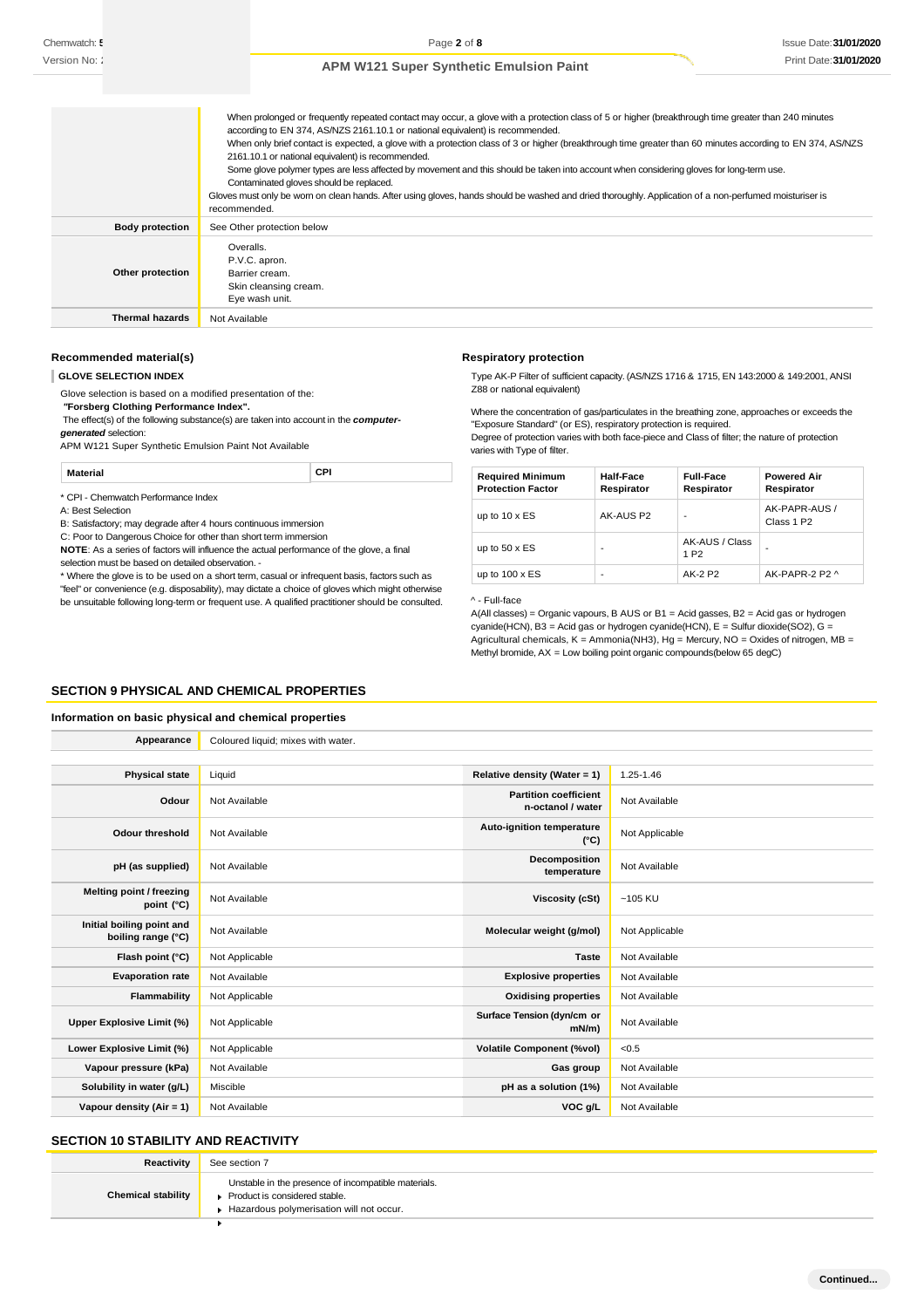| | |
|---|---|
| | When prolonged or frequently repeated contact may occur, a glove with a protection class of 5 or higher (breakthrough time greater than 240 minutes according to EN 374, AS/NZS 2161.10.1 or national equivalent) is recommended.<br>When only brief contact is expected, a glove with a protection class of 3 or higher (breakthrough time greater than 60 minutes according to EN 374, AS/NZS 2161.10.1 or national equivalent) is recommended.<br>Some glove polymer types are less affected by movement and this should be taken into account when considering gloves for long-term use.<br>Contaminated gloves should be replaced.<br>Gloves must only be worn on clean hands. After using gloves, hands should be washed and dried thoroughly. Application of a non-perfumed moisturiser is recommended. |
| **Body protection** | See Other protection below |
| **Other protection** | Overalls.<br>P.V.C. apron.<br>Barrier cream.<br>Skin cleansing cream.<br>Eye wash unit. |
| **Thermal hazards** | Not Available |

### Recommended material(s)

**GLOVE SELECTION INDEX**

Glove selection is based on a modified presentation of the:

**"Forsberg Clothing Performance Index".**

The effect(s) of the following substance(s) are taken into account in the ***computer-generated*** selection:

APM W121 Super Synthetic Emulsion Paint Not Available

| Material | CPI |
|---|---|

\* CPI - Chemwatch Performance Index

A: Best Selection

B: Satisfactory; may degrade after 4 hours continuous immersion

C: Poor to Dangerous Choice for other than short term immersion

**NOTE**: As a series of factors will influence the actual performance of the glove, a final selection must be based on detailed observation. -

\* Where the glove is to be used on a short term, casual or infrequent basis, factors such as "feel" or convenience (e.g. disposability), may dictate a choice of gloves which might otherwise be unsuitable following long-term or frequent use. A qualified practitioner should be consulted.

### Respiratory protection

Type AK-P Filter of sufficient capacity. (AS/NZS 1716 & 1715, EN 143:2000 & 149:2001, ANSI Z88 or national equivalent)

Where the concentration of gas/particulates in the breathing zone, approaches or exceeds the "Exposure Standard" (or ES), respiratory protection is required.

Degree of protection varies with both face-piece and Class of filter; the nature of protection varies with Type of filter.

| Required Minimum Protection Factor | Half-Face Respirator | Full-Face Respirator | Powered Air Respirator |
|---|---|---|---|
| up to 10 x ES | AK-AUS P2 | - | AK-PAPR-AUS / Class 1 P2 |
| up to 50 x ES | - | AK-AUS / Class 1 P2 | - |
| up to 100 x ES | - | AK-2 P2 | AK-PAPR-2 P2 ^ |

^ - Full-face

A(All classes) = Organic vapours, B AUS or B1 = Acid gasses, B2 = Acid gas or hydrogen cyanide(HCN), B3 = Acid gas or hydrogen cyanide(HCN), E = Sulfur dioxide($SO_2$), G = Agricultural chemicals, K = Ammonia($NH_3$), Hg = Mercury, NO = Oxides of nitrogen, MB = Methyl bromide, AX = Low boiling point organic compounds(below 65 degC)

## SECTION 9 PHYSICAL AND CHEMICAL PROPERTIES

### Information on basic physical and chemical properties

| | | | |
|---|---|---|---|
| **Appearance** | Coloured liquid; mixes with water. | | |
| **Physical state** | Liquid | **Relative density (Water = 1)** | 1.25-1.46 |
| **Odour** | Not Available | **Partition coefficient n-octanol / water** | Not Available |
| **Odour threshold** | Not Available | **Auto-ignition temperature (°C)** | Not Applicable |
| **pH (as supplied)** | Not Available | **Decomposition temperature** | Not Available |
| **Melting point / freezing point (°C)** | Not Available | **Viscosity (cSt)** | ~105 KU |
| **Initial boiling point and boiling range (°C)** | Not Available | **Molecular weight (g/mol)** | Not Applicable |
| **Flash point (°C)** | Not Applicable | **Taste** | Not Available |
| **Evaporation rate** | Not Available | **Explosive properties** | Not Available |
| **Flammability** | Not Applicable | **Oxidising properties** | Not Available |
| **Upper Explosive Limit (%)** | Not Applicable | **Surface Tension (dyn/cm or mN/m)** | Not Available |
| **Lower Explosive Limit (%)** | Not Applicable | **Volatile Component (%vol)** | <0.5 |
| **Vapour pressure (kPa)** | Not Available | **Gas group** | Not Available |
| **Solubility in water (g/L)** | Miscible | **pH as a solution (1%)** | Not Available |
| **Vapour density (Air = 1)** | Not Available | **VOC g/L** | Not Available |

## SECTION 10 STABILITY AND REACTIVITY

| | |
|---|---|
| **Reactivity** | See section 7 |
| **Chemical stability** | Unstable in the presence of incompatible materials.<br>▸ Product is considered stable.<br>▸ Hazardous polymerisation will not occur. |
| | ▸ |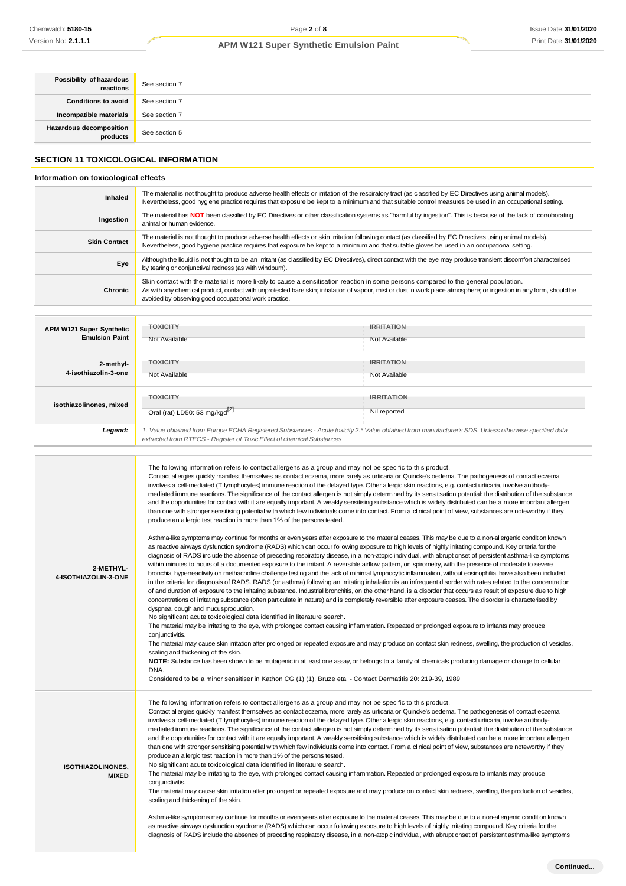| | |
|---|---|
| **Possibility of hazardous reactions** | See section 7 |
| **Conditions to avoid** | See section 7 |
| **Incompatible materials** | See section 7 |
| **Hazardous decomposition products** | See section 5 |

## SECTION 11 TOXICOLOGICAL INFORMATION

### Information on toxicological effects

| | |
|---|---|
| **Inhaled** | The material is not thought to produce adverse health effects or irritation of the respiratory tract (as classified by EC Directives using animal models). Nevertheless, good hygiene practice requires that exposure be kept to a minimum and that suitable control measures be used in an occupational setting. |
| **Ingestion** | The material has **NOT** been classified by EC Directives or other classification systems as "harmful by ingestion". This is because of the lack of corroborating animal or human evidence. |
| **Skin Contact** | The material is not thought to produce adverse health effects or skin irritation following contact (as classified by EC Directives using animal models). Nevertheless, good hygiene practice requires that exposure be kept to a minimum and that suitable gloves be used in an occupational setting. |
| **Eye** | Although the liquid is not thought to be an irritant (as classified by EC Directives), direct contact with the eye may produce transient discomfort characterised by tearing or conjunctival redness (as with windburn). |
| **Chronic** | Skin contact with the material is more likely to cause a sensitisation reaction in some persons compared to the general population.<br>As with any chemical product, contact with unprotected bare skin; inhalation of vapour, mist or dust in work place atmosphere; or ingestion in any form, should be avoided by observing good occupational work practice. |

| | TOXICITY | IRRITATION |
|---|---|---|
| **APM W121 Super Synthetic Emulsion Paint** | Not Available | Not Available |
| **2-methyl-4-isothiazolin-3-one** | Not Available | Not Available |
| **isothiazolinones, mixed** | Oral (rat) LD50: 53 mg/kgd[2] | Nil reported |
| ***Legend:*** | *1. Value obtained from Europe ECHA Registered Substances - Acute toxicity 2.\* Value obtained from manufacturer's SDS. Unless otherwise specified data extracted from RTECS - Register of Toxic Effect of chemical Substances* | |

| | |
|---|---|
| **2-METHYL-4-ISOTHIAZOLIN-3-ONE** | The following information refers to contact allergens as a group and may not be specific to this product.<br>Contact allergies quickly manifest themselves as contact eczema, more rarely as urticaria or Quincke's oedema. The pathogenesis of contact eczema involves a cell-mediated (T lymphocytes) immune reaction of the delayed type. Other allergic skin reactions, e.g. contact urticaria, involve antibody-mediated immune reactions. The significance of the contact allergen is not simply determined by its sensitisation potential: the distribution of the substance and the opportunities for contact with it are equally important. A weakly sensitising substance which is widely distributed can be a more important allergen than one with stronger sensitising potential with which few individuals come into contact. From a clinical point of view, substances are noteworthy if they produce an allergic test reaction in more than 1% of the persons tested.<br><br>Asthma-like symptoms may continue for months or even years after exposure to the material ceases. This may be due to a non-allergenic condition known as reactive airways dysfunction syndrome (RADS) which can occur following exposure to high levels of highly irritating compound. Key criteria for the diagnosis of RADS include the absence of preceding respiratory disease, in a non-atopic individual, with abrupt onset of persistent asthma-like symptoms within minutes to hours of a documented exposure to the irritant. A reversible airflow pattern, on spirometry, with the presence of moderate to severe bronchial hyperreactivity on methacholine challenge testing and the lack of minimal lymphocytic inflammation, without eosinophilia, have also been included in the criteria for diagnosis of RADS. RADS (or asthma) following an irritating inhalation is an infrequent disorder with rates related to the concentration of and duration of exposure to the irritating substance. Industrial bronchitis, on the other hand, is a disorder that occurs as result of exposure due to high concentrations of irritating substance (often particulate in nature) and is completely reversible after exposure ceases. The disorder is characterised by dyspnea, cough and mucus production.<br>No significant acute toxicological data identified in literature search.<br>The material may be irritating to the eye, with prolonged contact causing inflammation. Repeated or prolonged exposure to irritants may produce conjunctivitis.<br>The material may cause skin irritation after prolonged or repeated exposure and may produce on contact skin redness, swelling, the production of vesicles, scaling and thickening of the skin.<br>**NOTE:** Substance has been shown to be mutagenic in at least one assay, or belongs to a family of chemicals producing damage or change to cellular DNA.<br>Considered to be a minor sensitiser in Kathon CG (1) (1). Bruze etal - Contact Dermatitis 20: 219-39, 1989 |
| **ISOTHIAZOLINONES, MIXED** | The following information refers to contact allergens as a group and may not be specific to this product.<br>Contact allergies quickly manifest themselves as contact eczema, more rarely as urticaria or Quincke's oedema. The pathogenesis of contact eczema involves a cell-mediated (T lymphocytes) immune reaction of the delayed type. Other allergic skin reactions, e.g. contact urticaria, involve antibody-mediated immune reactions. The significance of the contact allergen is not simply determined by its sensitisation potential: the distribution of the substance and the opportunities for contact with it are equally important. A weakly sensitising substance which is widely distributed can be a more important allergen than one with stronger sensitising potential with which few individuals come into contact. From a clinical point of view, substances are noteworthy if they produce an allergic test reaction in more than 1% of the persons tested.<br>No significant acute toxicological data identified in literature search.<br>The material may be irritating to the eye, with prolonged contact causing inflammation. Repeated or prolonged exposure to irritants may produce conjunctivitis.<br>The material may cause skin irritation after prolonged or repeated exposure and may produce on contact skin redness, swelling, the production of vesicles, scaling and thickening of the skin.<br><br>Asthma-like symptoms may continue for months or even years after exposure to the material ceases. This may be due to a non-allergenic condition known as reactive airways dysfunction syndrome (RADS) which can occur following exposure to high levels of highly irritating compound. Key criteria for the diagnosis of RADS include the absence of preceding respiratory disease, in a non-atopic individual, with abrupt onset of persistent asthma-like symptoms |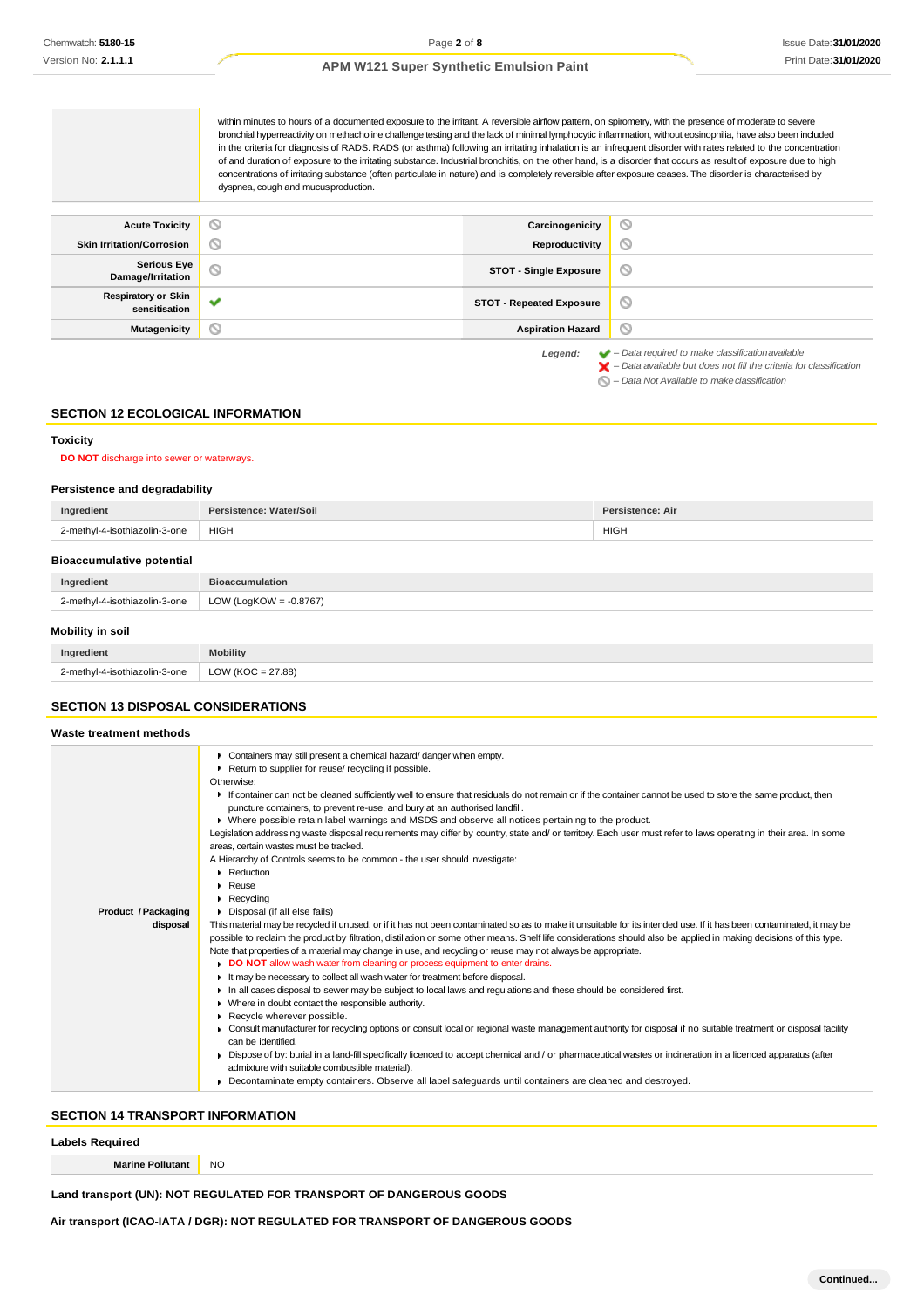within minutes to hours of a documented exposure to the irritant. A reversible airflow pattern, on spirometry, with the presence of moderate to severe bronchial hyperreactivity on methacholine challenge testing and the lack of minimal lymphocytic inflammation, without eosinophilia, have also been included in the criteria for diagnosis of RADS. RADS (or asthma) following an irritating inhalation is an infrequent disorder with rates related to the concentration of and duration of exposure to the irritating substance. Industrial bronchitis, on the other hand, is a disorder that occurs as result of exposure due to high concentrations of irritating substance (often particulate in nature) and is completely reversible after exposure ceases. The disorder is characterised by dyspnea, cough and mucus production.

| | | | |
|---|---|---|---|
| **Acute Toxicity** | ⃠ | **Carcinogenicity** | ⃠ |
| **Skin Irritation/Corrosion** | ⃠ | **Reproductivity** | ⃠ |
| **Serious Eye Damage/Irritation** | ⃠ | **STOT - Single Exposure** | ⃠ |
| **Respiratory or Skin sensitisation** | ✔ | **STOT - Repeated Exposure** | ⃠ |
| **Mutagenicity** | ⃠ | **Aspiration Hazard** | ⃠ |

*Legend:*
✔ *– Data required to make classification available*
✘ *– Data available but does not fill the criteria for classification*
⃠ *– Data Not Available to make classification*

## SECTION 12 ECOLOGICAL INFORMATION

### Toxicity

**DO NOT** discharge into sewer or waterways.

### Persistence and degradability

| Ingredient | Persistence: Water/Soil | Persistence: Air |
|---|---|---|
| 2-methyl-4-isothiazolin-3-one | HIGH | HIGH |

### Bioaccumulative potential

| Ingredient | Bioaccumulation |
|---|---|
| 2-methyl-4-isothiazolin-3-one | LOW (LogKOW = -0.8767) |

### Mobility in soil

| Ingredient | Mobility |
|---|---|
| 2-methyl-4-isothiazolin-3-one | LOW (KOC = 27.88) |

## SECTION 13 DISPOSAL CONSIDERATIONS

### Waste treatment methods

**Product / Packaging disposal**

- Containers may still present a chemical hazard/ danger when empty.
- Return to supplier for reuse/ recycling if possible.

Otherwise:

- If container can not be cleaned sufficiently well to ensure that residuals do not remain or if the container cannot be used to store the same product, then puncture containers, to prevent re-use, and bury at an authorised landfill.
- Where possible retain label warnings and MSDS and observe all notices pertaining to the product.

Legislation addressing waste disposal requirements may differ by country, state and/ or territory. Each user must refer to laws operating in their area. In some areas, certain wastes must be tracked.

A Hierarchy of Controls seems to be common - the user should investigate:

- Reduction
- Reuse
- Recycling
- Disposal (if all else fails)

This material may be recycled if unused, or if it has not been contaminated so as to make it unsuitable for its intended use. If it has been contaminated, it may be possible to reclaim the product by filtration, distillation or some other means. Shelf life considerations should also be applied in making decisions of this type. Note that properties of a material may change in use, and recycling or reuse may not always be appropriate.

- **DO NOT** allow wash water from cleaning or process equipment to enter drains.
- It may be necessary to collect all wash water for treatment before disposal.
- In all cases disposal to sewer may be subject to local laws and regulations and these should be considered first.
- Where in doubt contact the responsible authority.
- Recycle wherever possible.
- Consult manufacturer for recycling options or consult local or regional waste management authority for disposal if no suitable treatment or disposal facility can be identified.
- Dispose of by: burial in a land-fill specifically licenced to accept chemical and / or pharmaceutical wastes or incineration in a licenced apparatus (after admixture with suitable combustible material).
- Decontaminate empty containers. Observe all label safeguards until containers are cleaned and destroyed.

## SECTION 14 TRANSPORT INFORMATION

### Labels Required

| | |
|---|---|
| **Marine Pollutant** | NO |

**Land transport (UN): NOT REGULATED FOR TRANSPORT OF DANGEROUS GOODS**

**Air transport (ICAO-IATA / DGR): NOT REGULATED FOR TRANSPORT OF DANGEROUS GOODS**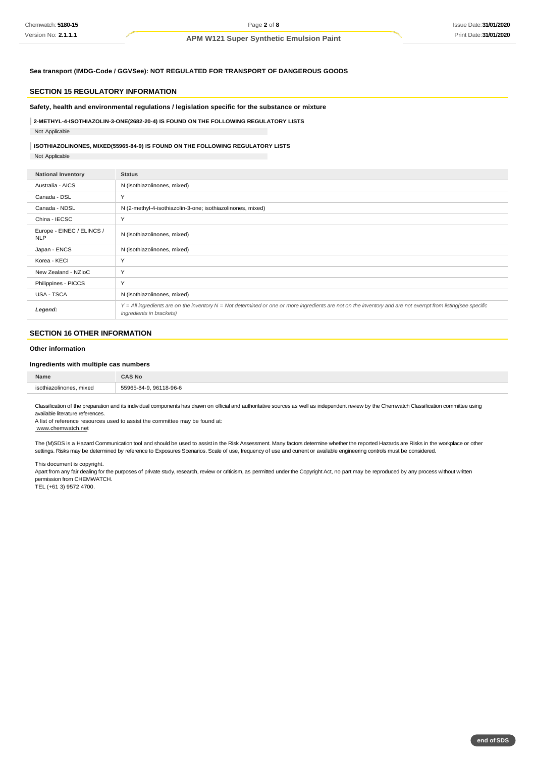**Sea transport (IMDG-Code / GGVSee): NOT REGULATED FOR TRANSPORT OF DANGEROUS GOODS**

## SECTION 15 REGULATORY INFORMATION

### Safety, health and environmental regulations / legislation specific for the substance or mixture

**2-METHYL-4-ISOTHIAZOLIN-3-ONE(2682-20-4) IS FOUND ON THE FOLLOWING REGULATORY LISTS**

Not Applicable

**ISOTHIAZOLINONES, MIXED(55965-84-9) IS FOUND ON THE FOLLOWING REGULATORY LISTS**

Not Applicable

| National Inventory | Status |
|---|---|
| Australia - AICS | N (isothiazolinones, mixed) |
| Canada - DSL | Y |
| Canada - NDSL | N (2-methyl-4-isothiazolin-3-one; isothiazolinones, mixed) |
| China - IECSC | Y |
| Europe - EINEC / ELINCS / NLP | N (isothiazolinones, mixed) |
| Japan - ENCS | N (isothiazolinones, mixed) |
| Korea - KECI | Y |
| New Zealand - NZIoC | Y |
| Philippines - PICCS | Y |
| USA - TSCA | N (isothiazolinones, mixed) |
| ***Legend:*** | *Y = All ingredients are on the inventory N = Not determined or one or more ingredients are not on the inventory and are not exempt from listing(see specific ingredients in brackets)* |

## SECTION 16 OTHER INFORMATION

### Other information

### Ingredients with multiple cas numbers

| Name | CAS No |
|---|---|
| isothiazolinones, mixed | 55965-84-9, 96118-96-6 |

Classification of the preparation and its individual components has drawn on official and authoritative sources as well as independent review by the Chemwatch Classification committee using available literature references.

A list of reference resources used to assist the committee may be found at:
www.chemwatch.net

The (M)SDS is a Hazard Communication tool and should be used to assist in the Risk Assessment. Many factors determine whether the reported Hazards are Risks in the workplace or other settings. Risks may be determined by reference to Exposures Scenarios. Scale of use, frequency of use and current or available engineering controls must be considered.

This document is copyright.
Apart from any fair dealing for the purposes of private study, research, review or criticism, as permitted under the Copyright Act, no part may be reproduced by any process without written permission from CHEMWATCH.
TEL (+61 3) 9572 4700.

end of SDS